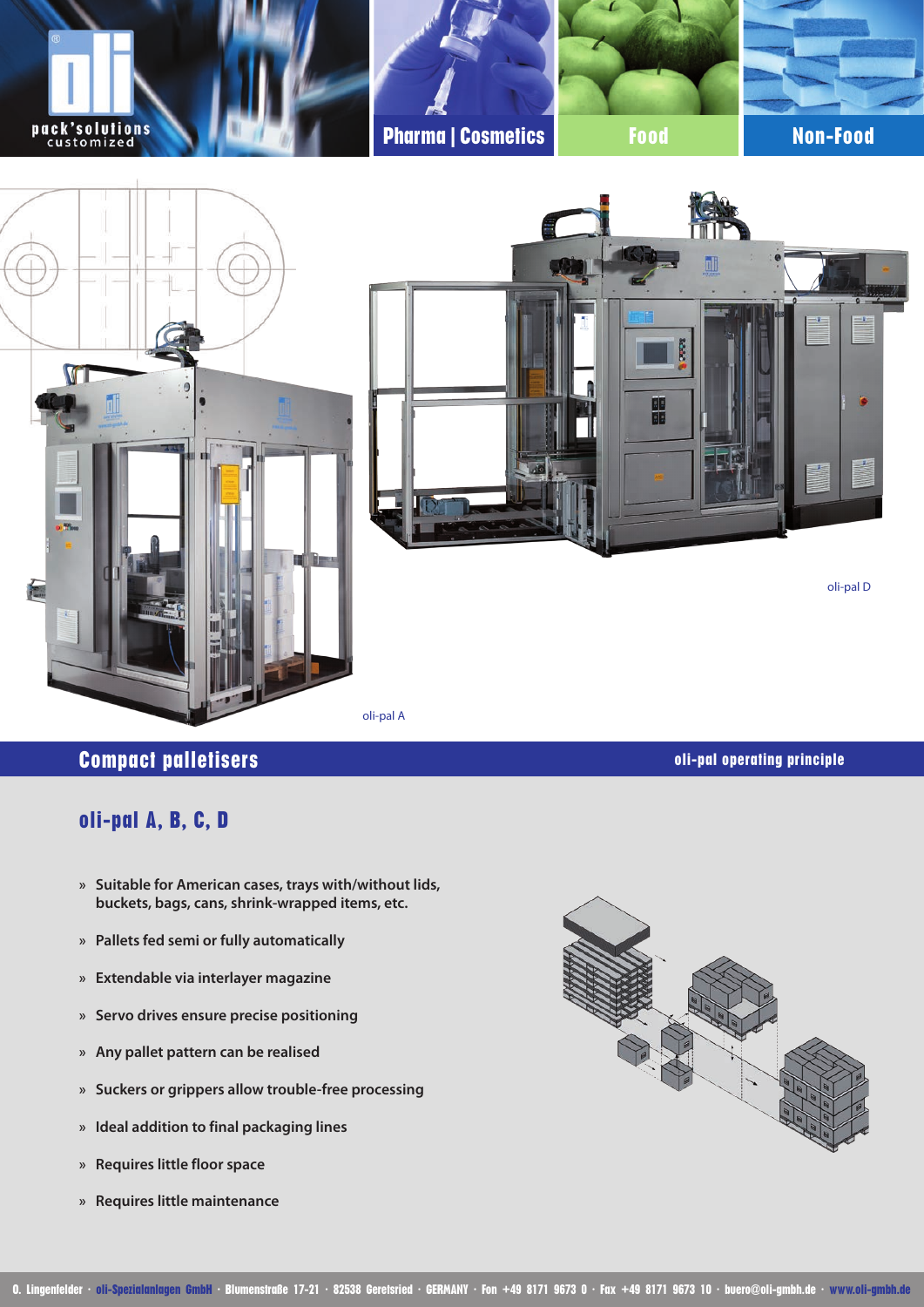oli pack'solutions customized

Pharma | Cosmetics

Food

Non-Food

oli-pal D

oli-pal A

## Compact palletisers

**oli-pal operating principle**

### oli-pal A, B, C, D

- **Suitable for American cases, trays with/without lids, buckets, bags, cans, shrink-wrapped items, etc.**
- **Pallets fed semi or fully automatically**
- **Extendable via interlayer magazine**
- **Servo drives ensure precise positioning**
- **Any pallet pattern can be realised**
- **Suckers or grippers allow trouble-free processing**
- **Ideal addition to final packaging lines**
- **Requires little floor space**
- **Requires little maintenance**

O. Lingenfelder · oli-Spezialanlagen GmbH · Blumenstraße 17-21 · 82538 Geretsried · GERMANY · Fon +49 8171 9673 0 · Fax +49 8171 9673 10 · buero@oli-gmbh.de · www.oli-gmbh.de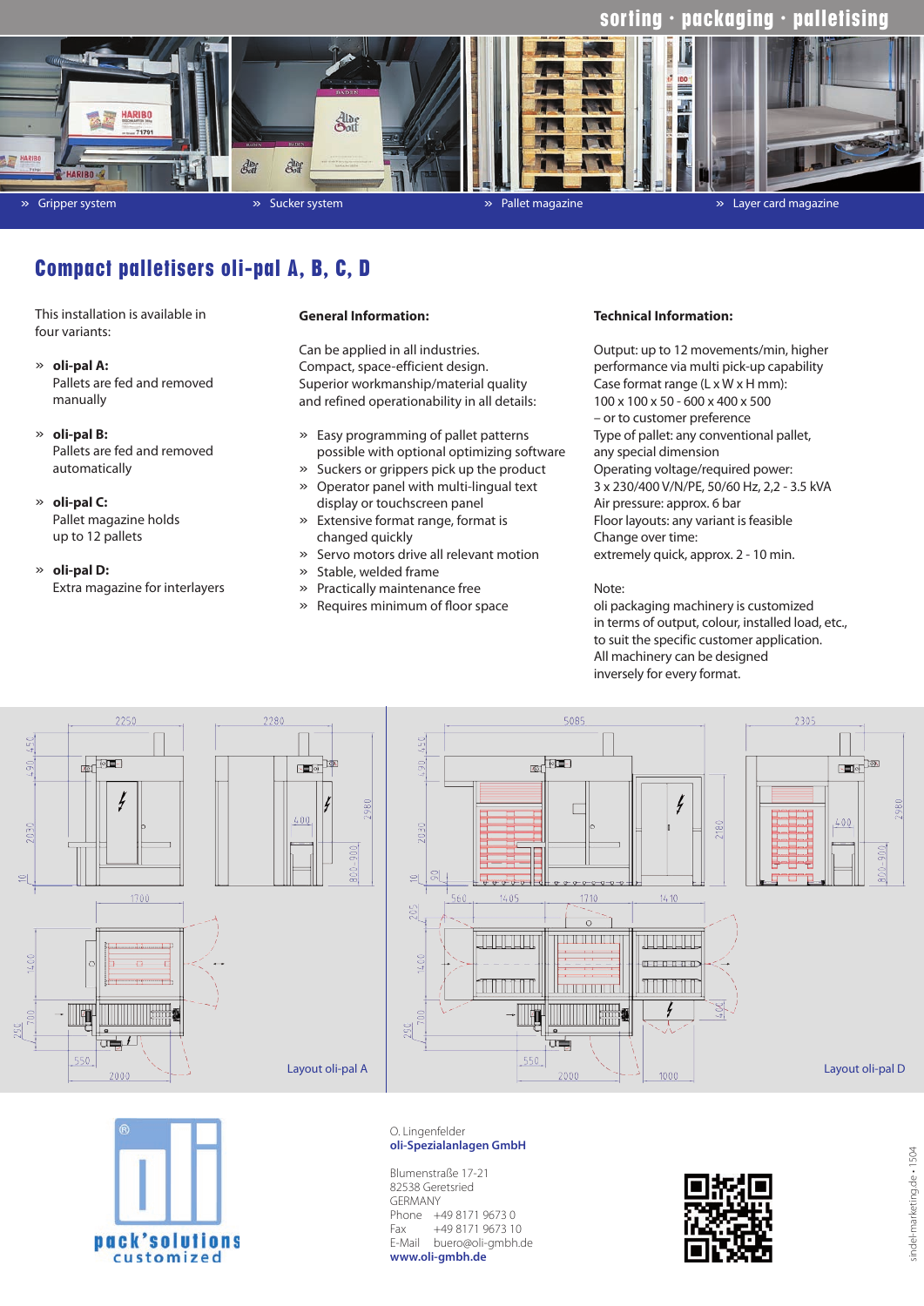sorting · packaging · palletising

» Gripper system

» Sucker system

» Pallet magazine

» Layer card magazine

# Compact palletisers oli-pal A, B, C, D

This installation is available in four variants:

- **oli-pal A:**
  Pallets are fed and removed manually
- **oli-pal B:**
  Pallets are fed and removed automatically
- **oli-pal C:**
  Pallet magazine holds up to 12 pallets
- **oli-pal D:**
  Extra magazine for interlayers

**General Information:**

Can be applied in all industries.
Compact, space-efficient design.
Superior workmanship/material quality and refined operationability in all details:

- Easy programming of pallet patterns possible with optional optimizing software
- Suckers or grippers pick up the product
- Operator panel with multi-lingual text display or touchscreen panel
- Extensive format range, format is changed quickly
- Servo motors drive all relevant motion
- Stable, welded frame
- Practically maintenance free
- Requires minimum of floor space

**Technical Information:**

Output: up to 12 movements/min, higher performance via multi pick-up capability
Case format range (L x W x H mm):
100 x 100 x 50 - 600 x 400 x 500
– or to customer preference
Type of pallet: any conventional pallet, any special dimension
Operating voltage/required power:
3 x 230/400 V/N/PE, 50/60 Hz, 2,2 - 3.5 kVA
Air pressure: approx. 6 bar
Floor layouts: any variant is feasible
Change over time:
extremely quick, approx. 2 - 10 min.

Note:
oli packaging machinery is customized in terms of output, colour, installed load, etc., to suit the specific customer application.
All machinery can be designed inversely for every format.

2250 2280 2980 2030 400 800-900 10 1700 1400 700 295 550 2000

Layout oli-pal A

5085 2305 2180 2980 2030 400 800-900 50 10 560 1405 1710 1410 205 1400 700 295 550 2000 1000 400

Layout oli-pal D

pack'solutions customized

O. Lingenfelder
**oli-Spezialanlagen GmbH**

Blumenstraße 17-21
82538 Geretsried
GERMANY
Phone +49 8171 9673 0
Fax +49 8171 9673 10
E-Mail buero@oli-gmbh.de
**www.oli-gmbh.de**

sindel-marketing.de • 1504